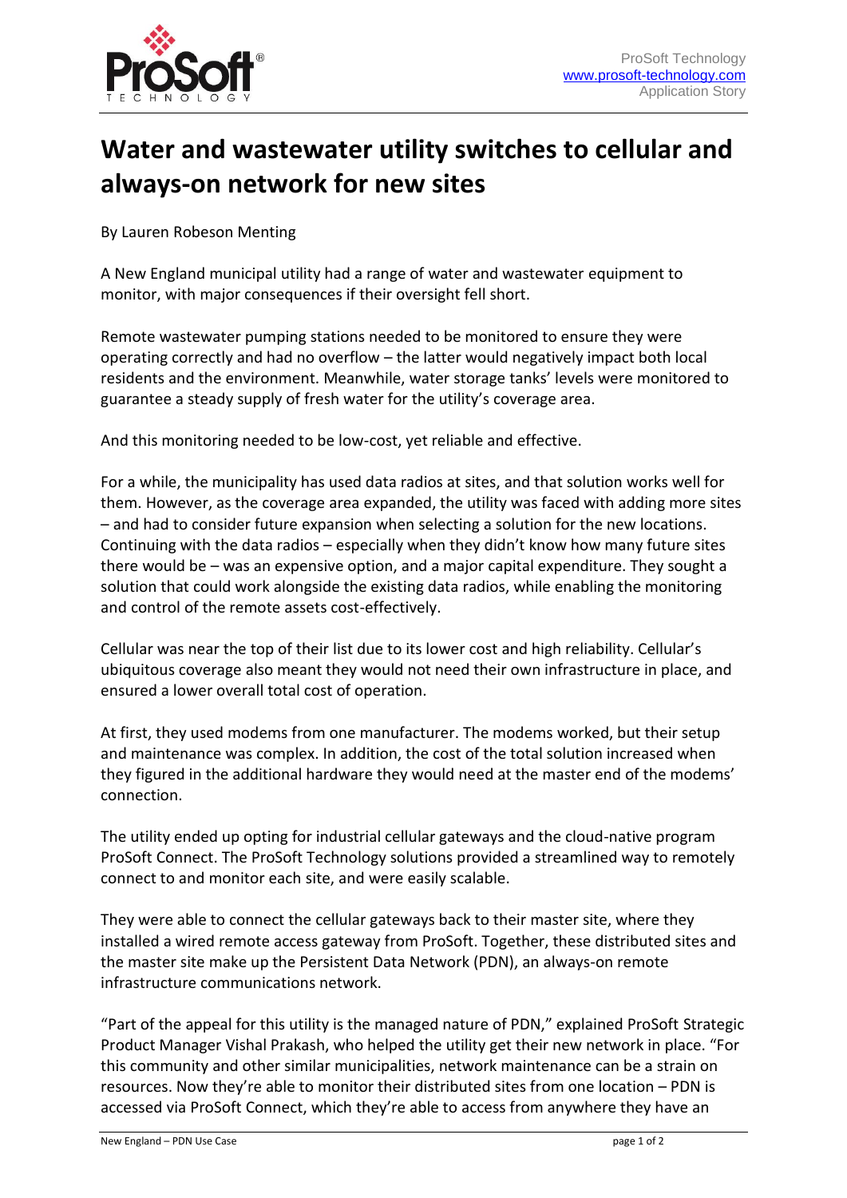# Water and wastewater utility switches to cellular and always-on network for new sites

By Lauren Robeson Menting

A New England municipal utility had a range of water and wastewater equipment to monitor, with major consequences if their oversight fell short.

Remote wastewater pumping stations needed to be monitored to ensure they were operating correctly and had no overflow – the latter would negatively impact both local residents and the environment. Meanwhile, water storage tanks' levels were monitored to guarantee a steady supply of fresh water for the utility's coverage area.

And this monitoring needed to be low-cost, yet reliable and effective.

For a while, the municipality has used data radios at sites, and that solution works well for them. However, as the coverage area expanded, the utility was faced with adding more sites – and had to consider future expansion when selecting a solution for the new locations. Continuing with the data radios – especially when they didn't know how many future sites there would be – was an expensive option, and a major capital expenditure. They sought a solution that could work alongside the existing data radios, while enabling the monitoring and control of the remote assets cost-effectively.

Cellular was near the top of their list due to its lower cost and high reliability. Cellular's ubiquitous coverage also meant they would not need their own infrastructure in place, and ensured a lower overall total cost of operation.

At first, they used modems from one manufacturer. The modems worked, but their setup and maintenance was complex. In addition, the cost of the total solution increased when they figured in the additional hardware they would need at the master end of the modems' connection.

The utility ended up opting for industrial cellular gateways and the cloud-native program ProSoft Connect. The ProSoft Technology solutions provided a streamlined way to remotely connect to and monitor each site, and were easily scalable.

They were able to connect the cellular gateways back to their master site, where they installed a wired remote access gateway from ProSoft. Together, these distributed sites and the master site make up the Persistent Data Network (PDN), an always-on remote infrastructure communications network.

"Part of the appeal for this utility is the managed nature of PDN," explained ProSoft Strategic Product Manager Vishal Prakash, who helped the utility get their new network in place. "For this community and other similar municipalities, network maintenance can be a strain on resources. Now they're able to monitor their distributed sites from one location – PDN is accessed via ProSoft Connect, which they're able to access from anywhere they have an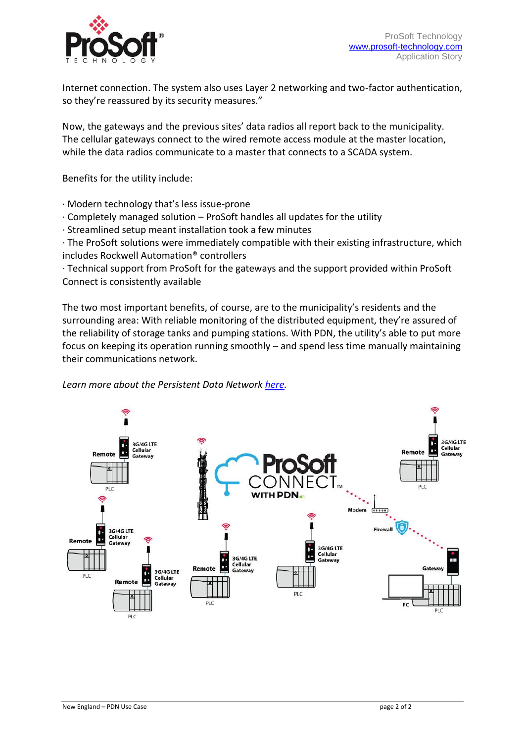Internet connection. The system also uses Layer 2 networking and two-factor authentication, so they're reassured by its security measures."

Now, the gateways and the previous sites' data radios all report back to the municipality. The cellular gateways connect to the wired remote access module at the master location, while the data radios communicate to a master that connects to a SCADA system.

Benefits for the utility include:

· Modern technology that's less issue-prone
· Completely managed solution – ProSoft handles all updates for the utility
· Streamlined setup meant installation took a few minutes
· The ProSoft solutions were immediately compatible with their existing infrastructure, which includes Rockwell Automation® controllers
· Technical support from ProSoft for the gateways and the support provided within ProSoft Connect is consistently available

The two most important benefits, of course, are to the municipality's residents and the surrounding area: With reliable monitoring of the distributed equipment, they're assured of the reliability of storage tanks and pumping stations. With PDN, the utility's able to put more focus on keeping its operation running smoothly – and spend less time manually maintaining their communications network.

*Learn more about the Persistent Data Network [here](#).*

Remote
3G/4G LTE Cellular Gateway
PLC
ProSoft CONNECT™ WITH PDN
Modem
Firewall
Gateway
PC